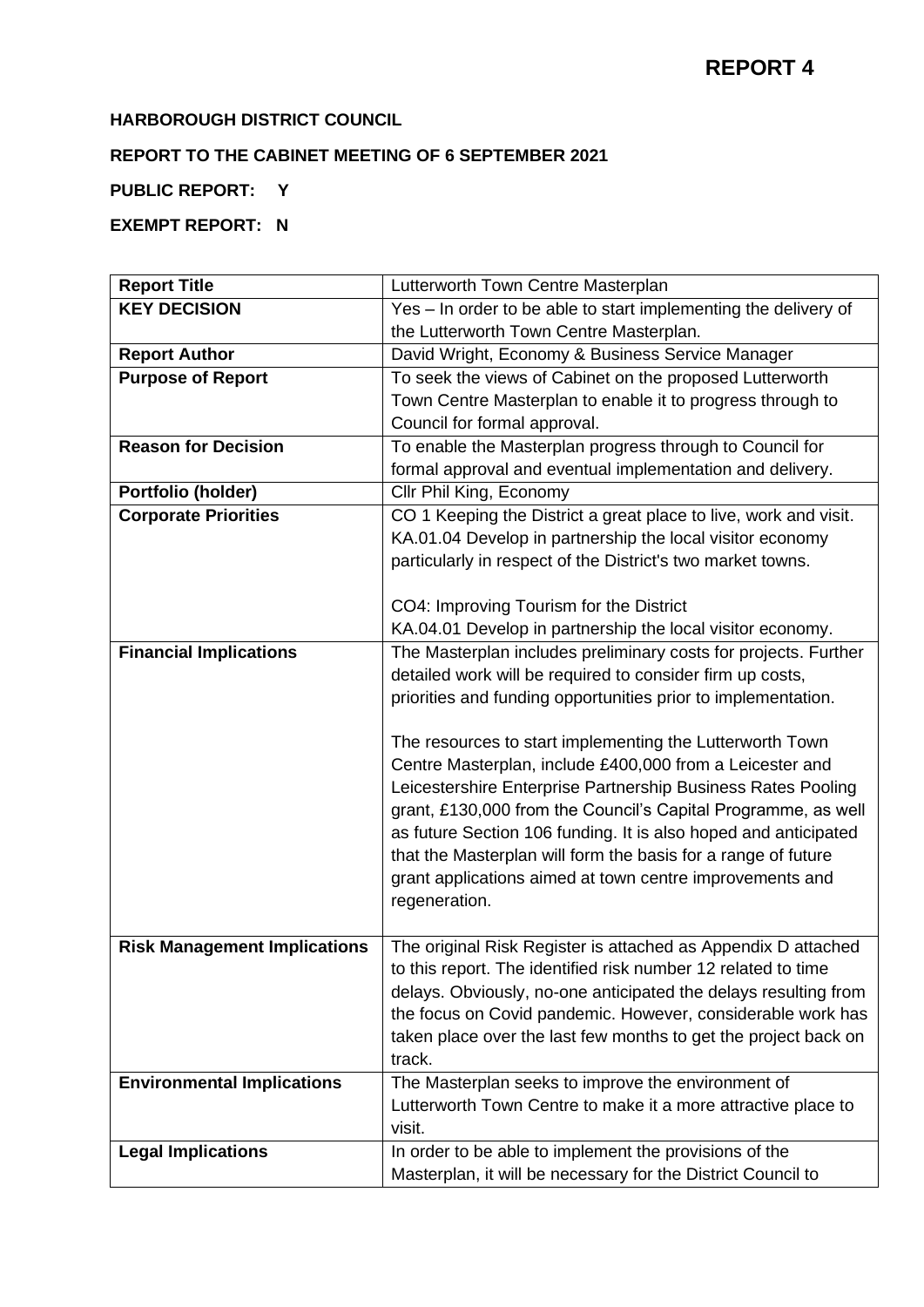# REPORT 4

**HARBOROUGH DISTRICT COUNCIL**

**REPORT TO THE CABINET MEETING OF 6 SEPTEMBER 2021**

**PUBLIC REPORT: Y**

**EXEMPT REPORT: N**

| **Report Title** | Lutterworth Town Centre Masterplan |
|---|---|
| **KEY DECISION** | Yes – In order to be able to start implementing the delivery of the Lutterworth Town Centre Masterplan. |
| **Report Author** | David Wright, Economy & Business Service Manager |
| **Purpose of Report** | To seek the views of Cabinet on the proposed Lutterworth Town Centre Masterplan to enable it to progress through to Council for formal approval. |
| **Reason for Decision** | To enable the Masterplan progress through to Council for formal approval and eventual implementation and delivery. |
| **Portfolio (holder)** | Cllr Phil King, Economy |
| **Corporate Priorities** | CO 1 Keeping the District a great place to live, work and visit. KA.01.04 Develop in partnership the local visitor economy particularly in respect of the District's two market towns.<br><br>CO4: Improving Tourism for the District<br>KA.04.01 Develop in partnership the local visitor economy. |
| **Financial Implications** | The Masterplan includes preliminary costs for projects. Further detailed work will be required to consider firm up costs, priorities and funding opportunities prior to implementation.<br><br>The resources to start implementing the Lutterworth Town Centre Masterplan, include £400,000 from a Leicester and Leicestershire Enterprise Partnership Business Rates Pooling grant, £130,000 from the Council's Capital Programme, as well as future Section 106 funding. It is also hoped and anticipated that the Masterplan will form the basis for a range of future grant applications aimed at town centre improvements and regeneration. |
| **Risk Management Implications** | The original Risk Register is attached as Appendix D attached to this report. The identified risk number 12 related to time delays. Obviously, no-one anticipated the delays resulting from the focus on Covid pandemic. However, considerable work has taken place over the last few months to get the project back on track. |
| **Environmental Implications** | The Masterplan seeks to improve the environment of Lutterworth Town Centre to make it a more attractive place to visit. |
| **Legal Implications** | In order to be able to implement the provisions of the Masterplan, it will be necessary for the District Council to |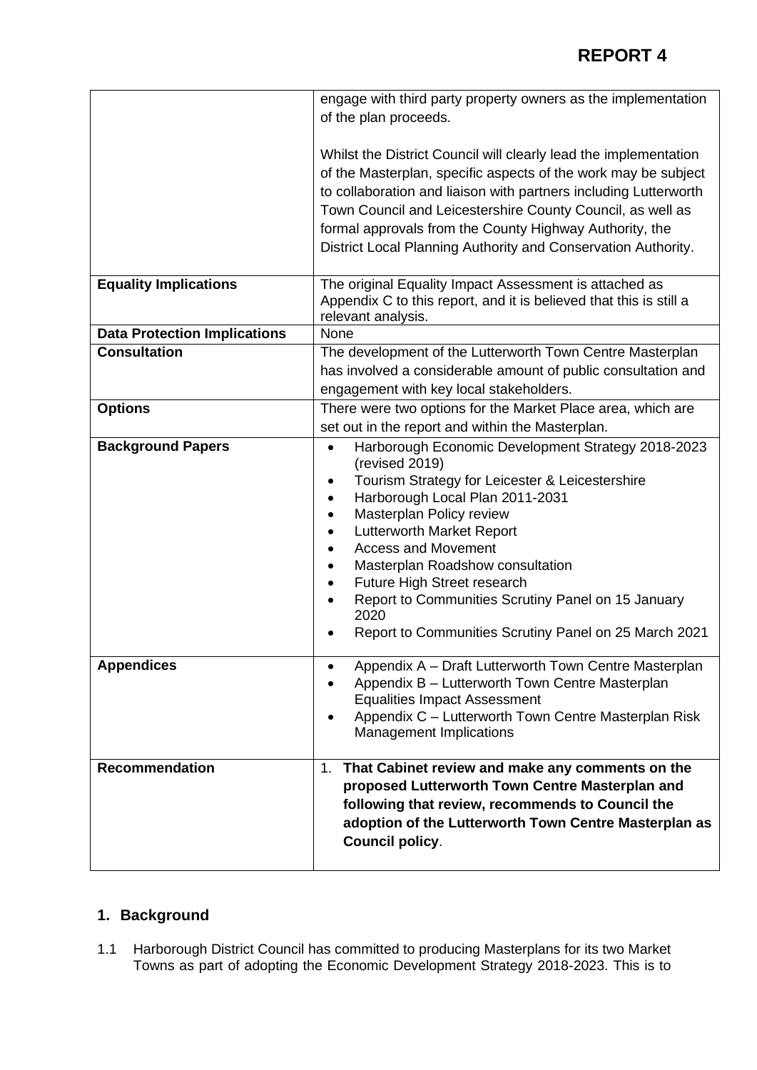| | |
|---|---|
| | engage with third party property owners as the implementation of the plan proceeds.<br><br>Whilst the District Council will clearly lead the implementation of the Masterplan, specific aspects of the work may be subject to collaboration and liaison with partners including Lutterworth Town Council and Leicestershire County Council, as well as formal approvals from the County Highway Authority, the District Local Planning Authority and Conservation Authority. |
| **Equality Implications** | The original Equality Impact Assessment is attached as Appendix C to this report, and it is believed that this is still a relevant analysis. |
| **Data Protection Implications** | None |
| **Consultation** | The development of the Lutterworth Town Centre Masterplan has involved a considerable amount of public consultation and engagement with key local stakeholders. |
| **Options** | There were two options for the Market Place area, which are set out in the report and within the Masterplan. |
| **Background Papers** | • Harborough Economic Development Strategy 2018-2023 (revised 2019)<br>• Tourism Strategy for Leicester & Leicestershire<br>• Harborough Local Plan 2011-2031<br>• Masterplan Policy review<br>• Lutterworth Market Report<br>• Access and Movement<br>• Masterplan Roadshow consultation<br>• Future High Street research<br>• Report to Communities Scrutiny Panel on 15 January 2020<br>• Report to Communities Scrutiny Panel on 25 March 2021 |
| **Appendices** | • Appendix A – Draft Lutterworth Town Centre Masterplan<br>• Appendix B – Lutterworth Town Centre Masterplan Equalities Impact Assessment<br>• Appendix C – Lutterworth Town Centre Masterplan Risk Management Implications |
| **Recommendation** | 1. **That Cabinet review and make any comments on the proposed Lutterworth Town Centre Masterplan and following that review, recommends to Council the adoption of the Lutterworth Town Centre Masterplan as Council policy**. |

## 1. Background

1.1 Harborough District Council has committed to producing Masterplans for its two Market Towns as part of adopting the Economic Development Strategy 2018-2023. This is to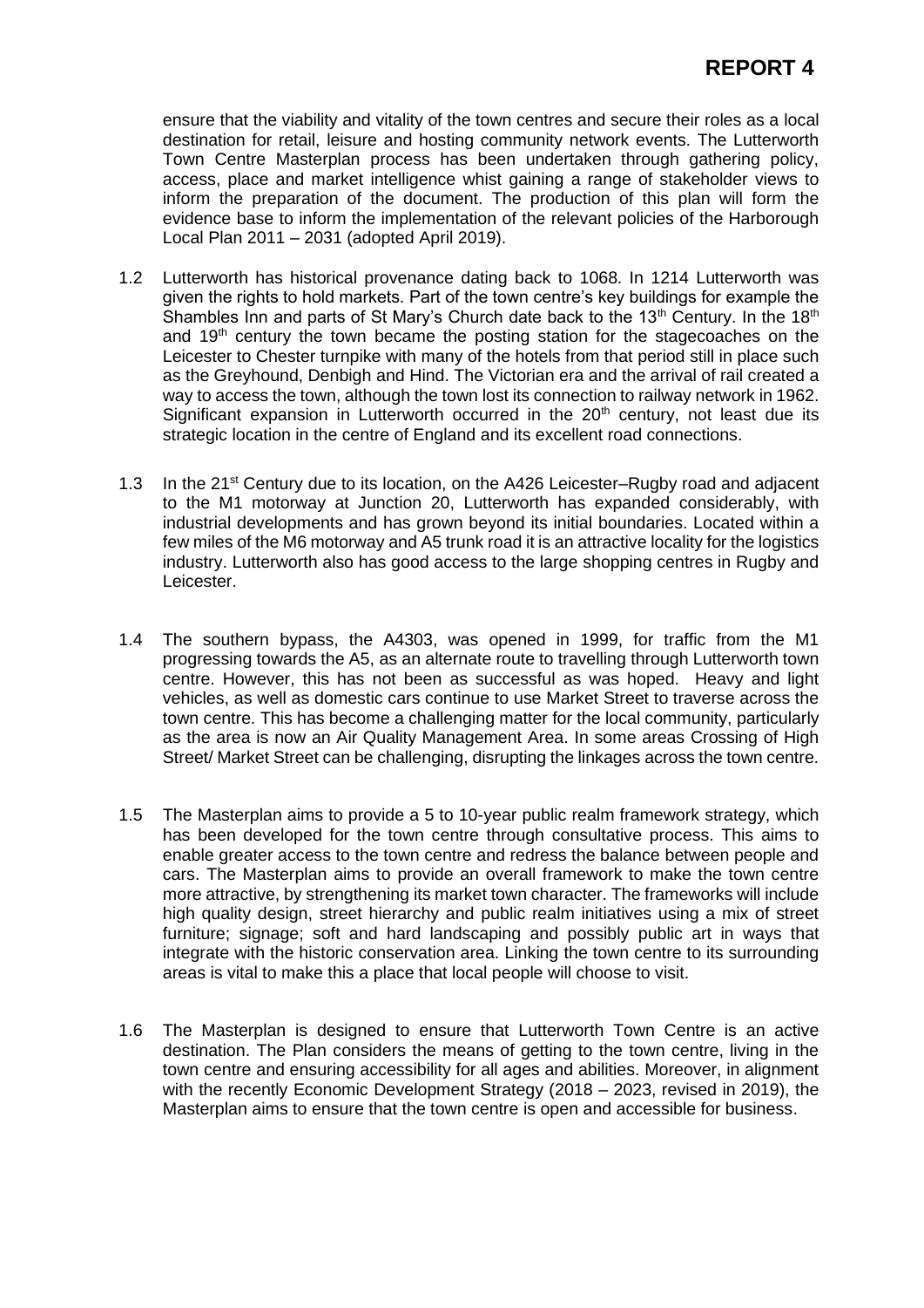ensure that the viability and vitality of the town centres and secure their roles as a local destination for retail, leisure and hosting community network events. The Lutterworth Town Centre Masterplan process has been undertaken through gathering policy, access, place and market intelligence whist gaining a range of stakeholder views to inform the preparation of the document. The production of this plan will form the evidence base to inform the implementation of the relevant policies of the Harborough Local Plan 2011 – 2031 (adopted April 2019).

1.2 Lutterworth has historical provenance dating back to 1068. In 1214 Lutterworth was given the rights to hold markets. Part of the town centre's key buildings for example the Shambles Inn and parts of St Mary's Church date back to the 13th Century. In the 18th and 19th century the town became the posting station for the stagecoaches on the Leicester to Chester turnpike with many of the hotels from that period still in place such as the Greyhound, Denbigh and Hind. The Victorian era and the arrival of rail created a way to access the town, although the town lost its connection to railway network in 1962. Significant expansion in Lutterworth occurred in the 20th century, not least due its strategic location in the centre of England and its excellent road connections.

1.3 In the 21st Century due to its location, on the A426 Leicester–Rugby road and adjacent to the M1 motorway at Junction 20, Lutterworth has expanded considerably, with industrial developments and has grown beyond its initial boundaries. Located within a few miles of the M6 motorway and A5 trunk road it is an attractive locality for the logistics industry. Lutterworth also has good access to the large shopping centres in Rugby and Leicester.

1.4 The southern bypass, the A4303, was opened in 1999, for traffic from the M1 progressing towards the A5, as an alternate route to travelling through Lutterworth town centre. However, this has not been as successful as was hoped. Heavy and light vehicles, as well as domestic cars continue to use Market Street to traverse across the town centre. This has become a challenging matter for the local community, particularly as the area is now an Air Quality Management Area. In some areas Crossing of High Street/ Market Street can be challenging, disrupting the linkages across the town centre.

1.5 The Masterplan aims to provide a 5 to 10-year public realm framework strategy, which has been developed for the town centre through consultative process. This aims to enable greater access to the town centre and redress the balance between people and cars. The Masterplan aims to provide an overall framework to make the town centre more attractive, by strengthening its market town character. The frameworks will include high quality design, street hierarchy and public realm initiatives using a mix of street furniture; signage; soft and hard landscaping and possibly public art in ways that integrate with the historic conservation area. Linking the town centre to its surrounding areas is vital to make this a place that local people will choose to visit.

1.6 The Masterplan is designed to ensure that Lutterworth Town Centre is an active destination. The Plan considers the means of getting to the town centre, living in the town centre and ensuring accessibility for all ages and abilities. Moreover, in alignment with the recently Economic Development Strategy (2018 – 2023, revised in 2019), the Masterplan aims to ensure that the town centre is open and accessible for business.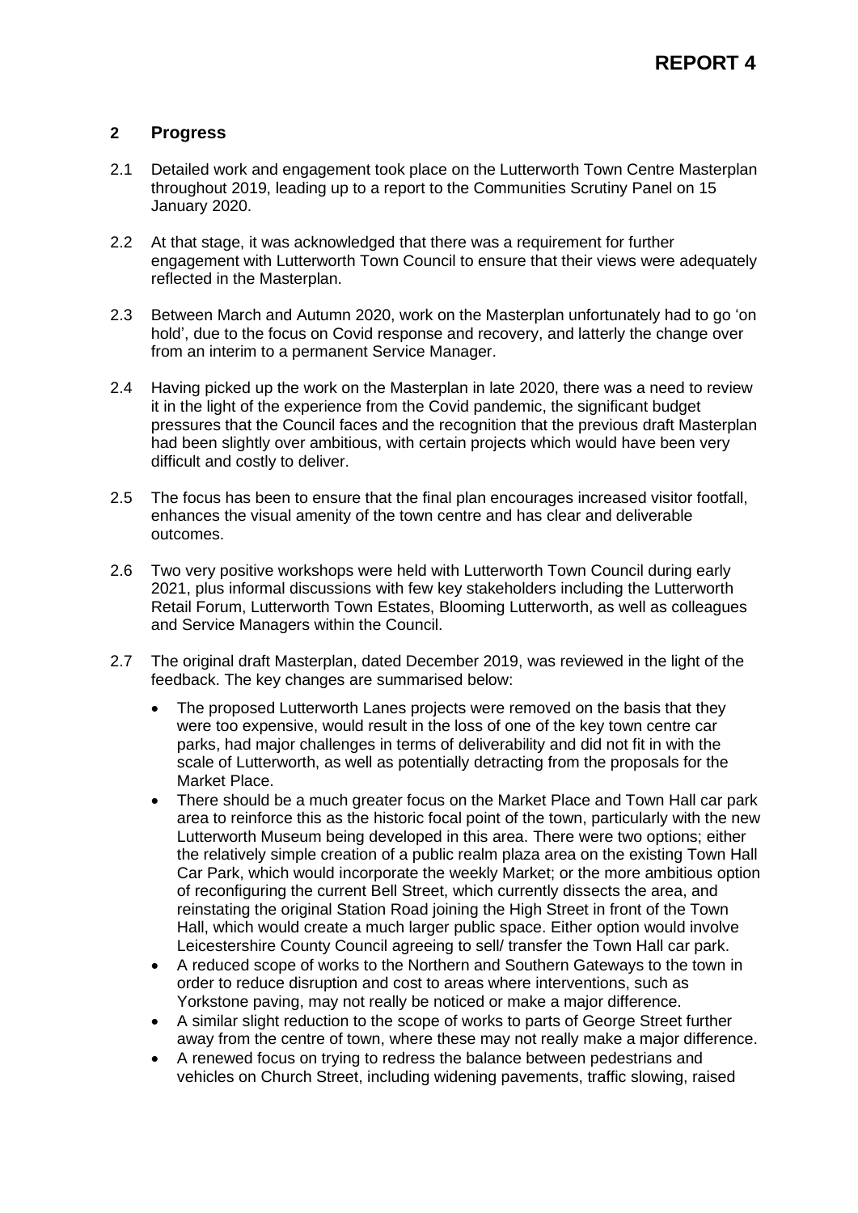## 2 Progress

2.1 Detailed work and engagement took place on the Lutterworth Town Centre Masterplan throughout 2019, leading up to a report to the Communities Scrutiny Panel on 15 January 2020.

2.2 At that stage, it was acknowledged that there was a requirement for further engagement with Lutterworth Town Council to ensure that their views were adequately reflected in the Masterplan.

2.3 Between March and Autumn 2020, work on the Masterplan unfortunately had to go 'on hold', due to the focus on Covid response and recovery, and latterly the change over from an interim to a permanent Service Manager.

2.4 Having picked up the work on the Masterplan in late 2020, there was a need to review it in the light of the experience from the Covid pandemic, the significant budget pressures that the Council faces and the recognition that the previous draft Masterplan had been slightly over ambitious, with certain projects which would have been very difficult and costly to deliver.

2.5 The focus has been to ensure that the final plan encourages increased visitor footfall, enhances the visual amenity of the town centre and has clear and deliverable outcomes.

2.6 Two very positive workshops were held with Lutterworth Town Council during early 2021, plus informal discussions with few key stakeholders including the Lutterworth Retail Forum, Lutterworth Town Estates, Blooming Lutterworth, as well as colleagues and Service Managers within the Council.

2.7 The original draft Masterplan, dated December 2019, was reviewed in the light of the feedback. The key changes are summarised below:

- The proposed Lutterworth Lanes projects were removed on the basis that they were too expensive, would result in the loss of one of the key town centre car parks, had major challenges in terms of deliverability and did not fit in with the scale of Lutterworth, as well as potentially detracting from the proposals for the Market Place.
- There should be a much greater focus on the Market Place and Town Hall car park area to reinforce this as the historic focal point of the town, particularly with the new Lutterworth Museum being developed in this area. There were two options; either the relatively simple creation of a public realm plaza area on the existing Town Hall Car Park, which would incorporate the weekly Market; or the more ambitious option of reconfiguring the current Bell Street, which currently dissects the area, and reinstating the original Station Road joining the High Street in front of the Town Hall, which would create a much larger public space. Either option would involve Leicestershire County Council agreeing to sell/ transfer the Town Hall car park.
- A reduced scope of works to the Northern and Southern Gateways to the town in order to reduce disruption and cost to areas where interventions, such as Yorkstone paving, may not really be noticed or make a major difference.
- A similar slight reduction to the scope of works to parts of George Street further away from the centre of town, where these may not really make a major difference.
- A renewed focus on trying to redress the balance between pedestrians and vehicles on Church Street, including widening pavements, traffic slowing, raised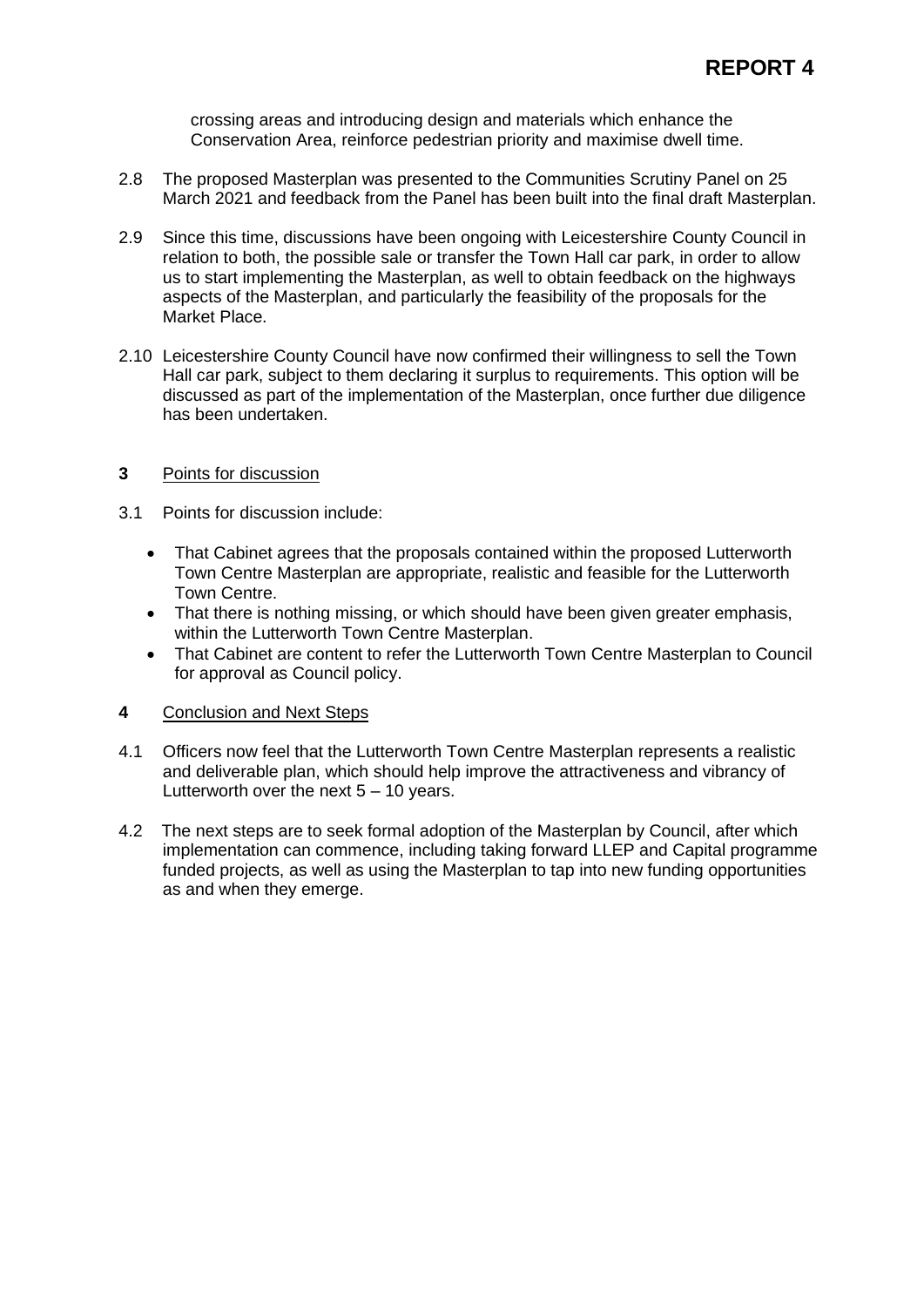crossing areas and introducing design and materials which enhance the Conservation Area, reinforce pedestrian priority and maximise dwell time.

2.8 The proposed Masterplan was presented to the Communities Scrutiny Panel on 25 March 2021 and feedback from the Panel has been built into the final draft Masterplan.

2.9 Since this time, discussions have been ongoing with Leicestershire County Council in relation to both, the possible sale or transfer the Town Hall car park, in order to allow us to start implementing the Masterplan, as well to obtain feedback on the highways aspects of the Masterplan, and particularly the feasibility of the proposals for the Market Place.

2.10 Leicestershire County Council have now confirmed their willingness to sell the Town Hall car park, subject to them declaring it surplus to requirements. This option will be discussed as part of the implementation of the Masterplan, once further due diligence has been undertaken.

## **3** Points for discussion

3.1 Points for discussion include:

- That Cabinet agrees that the proposals contained within the proposed Lutterworth Town Centre Masterplan are appropriate, realistic and feasible for the Lutterworth Town Centre.
- That there is nothing missing, or which should have been given greater emphasis, within the Lutterworth Town Centre Masterplan.
- That Cabinet are content to refer the Lutterworth Town Centre Masterplan to Council for approval as Council policy.

## **4** Conclusion and Next Steps

4.1 Officers now feel that the Lutterworth Town Centre Masterplan represents a realistic and deliverable plan, which should help improve the attractiveness and vibrancy of Lutterworth over the next 5 – 10 years.

4.2 The next steps are to seek formal adoption of the Masterplan by Council, after which implementation can commence, including taking forward LLEP and Capital programme funded projects, as well as using the Masterplan to tap into new funding opportunities as and when they emerge.